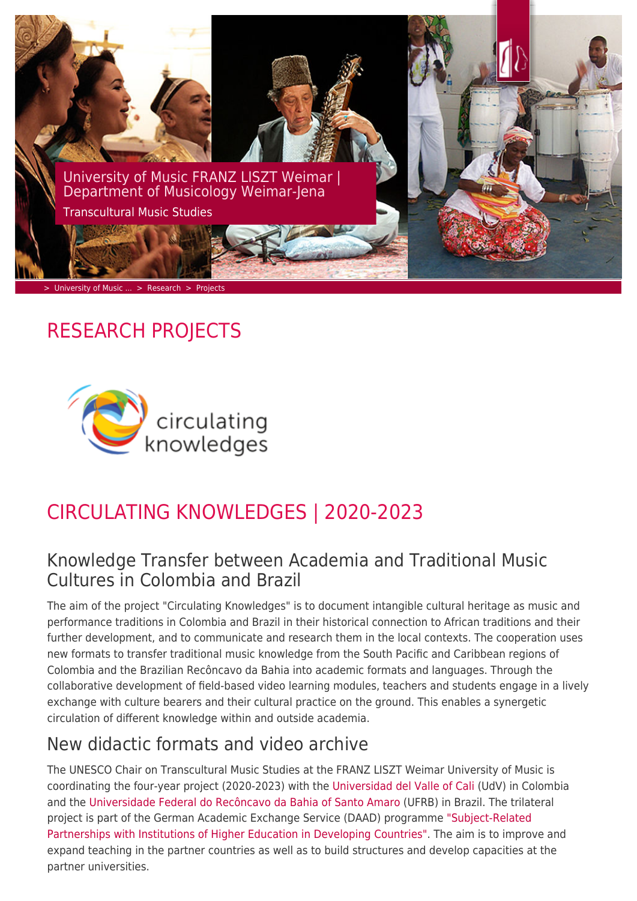University of Music FRANZ LISZT Weimar | Department of Musicology Weimar-Jena

Transcultural Music Studies

> University of Music ... > Research > Projects

# RESEARCH PROJECTS

circulating knowledges

# CIRCULATING KNOWLEDGES | 2020-2023

## Knowledge Transfer between Academia and Traditional Music Cultures in Colombia and Brazil

The aim of the project "Circulating Knowledges" is to document intangible cultural heritage as music and performance traditions in Colombia and Brazil in their historical connection to African traditions and their further development, and to communicate and research them in the local contexts. The cooperation uses new formats to transfer traditional music knowledge from the South Pacific and Caribbean regions of Colombia and the Brazilian Recôncavo da Bahia into academic formats and languages. Through the collaborative development of field-based video learning modules, teachers and students engage in a lively exchange with culture bearers and their cultural practice on the ground. This enables a synergetic circulation of different knowledge within and outside academia.

## New didactic formats and video archive

The UNESCO Chair on Transcultural Music Studies at the FRANZ LISZT Weimar University of Music is coordinating the four-year project (2020-2023) with the Universidad del Valle of Cali (UdV) in Colombia and the Universidade Federal do Recôncavo da Bahia of Santo Amaro (UFRB) in Brazil. The trilateral project is part of the German Academic Exchange Service (DAAD) programme "Subject-Related Partnerships with Institutions of Higher Education in Developing Countries". The aim is to improve and expand teaching in the partner countries as well as to build structures and develop capacities at the partner universities.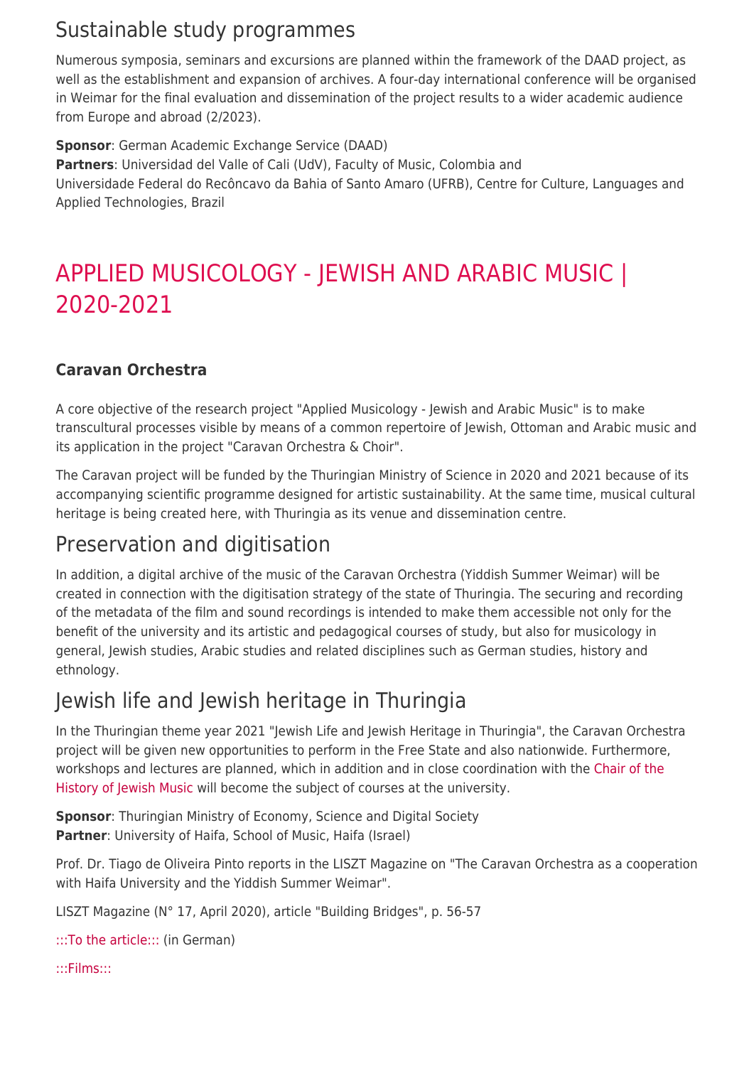## Sustainable study programmes

Numerous symposia, seminars and excursions are planned within the framework of the DAAD project, as well as the establishment and expansion of archives. A four-day international conference will be organised in Weimar for the final evaluation and dissemination of the project results to a wider academic audience from Europe and abroad (2/2023).

**Sponsor**: German Academic Exchange Service (DAAD)
**Partners**: Universidad del Valle of Cali (UdV), Faculty of Music, Colombia and
Universidade Federal do Recôncavo da Bahia of Santo Amaro (UFRB), Centre for Culture, Languages and Applied Technologies, Brazil

# APPLIED MUSICOLOGY - JEWISH AND ARABIC MUSIC | 2020-2021

### Caravan Orchestra

A core objective of the research project "Applied Musicology - Jewish and Arabic Music" is to make transcultural processes visible by means of a common repertoire of Jewish, Ottoman and Arabic music and its application in the project "Caravan Orchestra & Choir".

The Caravan project will be funded by the Thuringian Ministry of Science in 2020 and 2021 because of its accompanying scientific programme designed for artistic sustainability. At the same time, musical cultural heritage is being created here, with Thuringia as its venue and dissemination centre.

## Preservation and digitisation

In addition, a digital archive of the music of the Caravan Orchestra (Yiddish Summer Weimar) will be created in connection with the digitisation strategy of the state of Thuringia. The securing and recording of the metadata of the film and sound recordings is intended to make them accessible not only for the benefit of the university and its artistic and pedagogical courses of study, but also for musicology in general, Jewish studies, Arabic studies and related disciplines such as German studies, history and ethnology.

## Jewish life and Jewish heritage in Thuringia

In the Thuringian theme year 2021 "Jewish Life and Jewish Heritage in Thuringia", the Caravan Orchestra project will be given new opportunities to perform in the Free State and also nationwide. Furthermore, workshops and lectures are planned, which in addition and in close coordination with the Chair of the History of Jewish Music will become the subject of courses at the university.

**Sponsor**: Thuringian Ministry of Economy, Science and Digital Society
**Partner**: University of Haifa, School of Music, Haifa (Israel)

Prof. Dr. Tiago de Oliveira Pinto reports in the LISZT Magazine on "The Caravan Orchestra as a cooperation with Haifa University and the Yiddish Summer Weimar".

LISZT Magazine (N° 17, April 2020), article "Building Bridges", p. 56-57

:::To the article::: (in German)

:::Films:::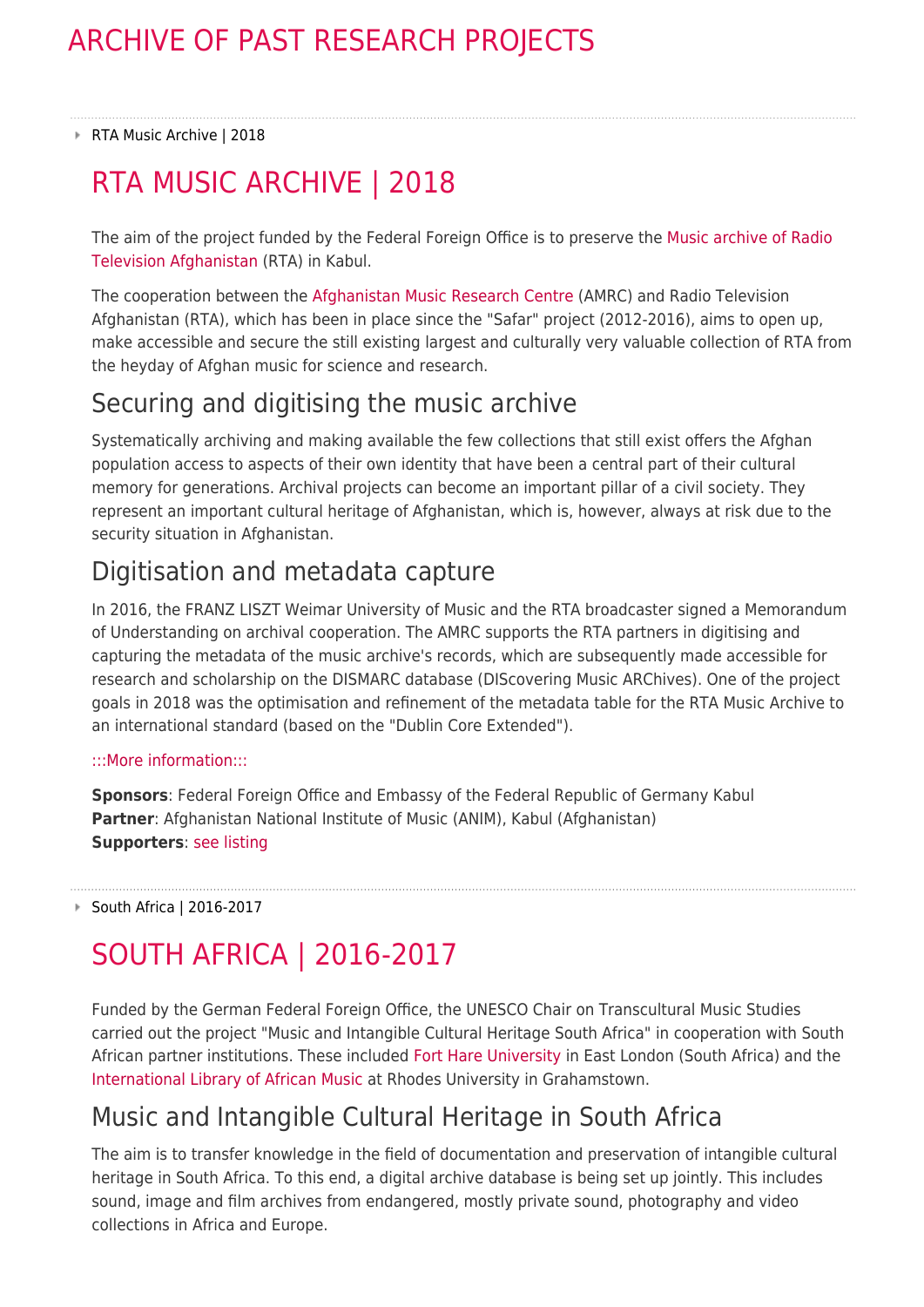# ARCHIVE OF PAST RESEARCH PROJECTS

RTA Music Archive | 2018

## RTA MUSIC ARCHIVE | 2018

The aim of the project funded by the Federal Foreign Office is to preserve the Music archive of Radio Television Afghanistan (RTA) in Kabul.

The cooperation between the Afghanistan Music Research Centre (AMRC) and Radio Television Afghanistan (RTA), which has been in place since the "Safar" project (2012-2016), aims to open up, make accessible and secure the still existing largest and culturally very valuable collection of RTA from the heyday of Afghan music for science and research.

### Securing and digitising the music archive

Systematically archiving and making available the few collections that still exist offers the Afghan population access to aspects of their own identity that have been a central part of their cultural memory for generations. Archival projects can become an important pillar of a civil society. They represent an important cultural heritage of Afghanistan, which is, however, always at risk due to the security situation in Afghanistan.

### Digitisation and metadata capture

In 2016, the FRANZ LISZT Weimar University of Music and the RTA broadcaster signed a Memorandum of Understanding on archival cooperation. The AMRC supports the RTA partners in digitising and capturing the metadata of the music archive's records, which are subsequently made accessible for research and scholarship on the DISMARC database (DIScovering Music ARChives). One of the project goals in 2018 was the optimisation and refinement of the metadata table for the RTA Music Archive to an international standard (based on the "Dublin Core Extended").

:::More information:::

**Sponsors**: Federal Foreign Office and Embassy of the Federal Republic of Germany Kabul
**Partner**: Afghanistan National Institute of Music (ANIM), Kabul (Afghanistan)
**Supporters**: see listing

South Africa | 2016-2017

## SOUTH AFRICA | 2016-2017

Funded by the German Federal Foreign Office, the UNESCO Chair on Transcultural Music Studies carried out the project "Music and Intangible Cultural Heritage South Africa" in cooperation with South African partner institutions. These included Fort Hare University in East London (South Africa) and the International Library of African Music at Rhodes University in Grahamstown.

### Music and Intangible Cultural Heritage in South Africa

The aim is to transfer knowledge in the field of documentation and preservation of intangible cultural heritage in South Africa. To this end, a digital archive database is being set up jointly. This includes sound, image and film archives from endangered, mostly private sound, photography and video collections in Africa and Europe.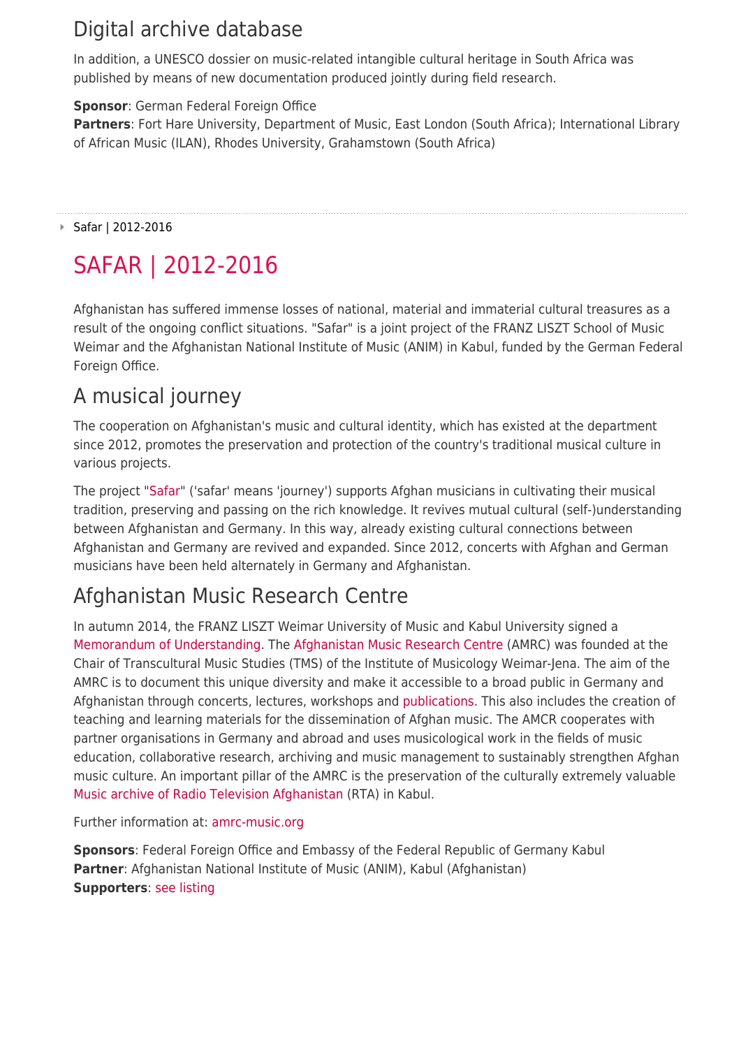## Digital archive database

In addition, a UNESCO dossier on music-related intangible cultural heritage in South Africa was published by means of new documentation produced jointly during field research.

**Sponsor**: German Federal Foreign Office
**Partners**: Fort Hare University, Department of Music, East London (South Africa); International Library of African Music (ILAN), Rhodes University, Grahamstown (South Africa)

---

Safar | 2012-2016

# SAFAR | 2012-2016

Afghanistan has suffered immense losses of national, material and immaterial cultural treasures as a result of the ongoing conflict situations. "Safar" is a joint project of the FRANZ LISZT School of Music Weimar and the Afghanistan National Institute of Music (ANIM) in Kabul, funded by the German Federal Foreign Office.

## A musical journey

The cooperation on Afghanistan's music and cultural identity, which has existed at the department since 2012, promotes the preservation and protection of the country's traditional musical culture in various projects.

The project "Safar" ('safar' means 'journey') supports Afghan musicians in cultivating their musical tradition, preserving and passing on the rich knowledge. It revives mutual cultural (self-)understanding between Afghanistan and Germany. In this way, already existing cultural connections between Afghanistan and Germany are revived and expanded. Since 2012, concerts with Afghan and German musicians have been held alternately in Germany and Afghanistan.

## Afghanistan Music Research Centre

In autumn 2014, the FRANZ LISZT Weimar University of Music and Kabul University signed a Memorandum of Understanding. The Afghanistan Music Research Centre (AMRC) was founded at the Chair of Transcultural Music Studies (TMS) of the Institute of Musicology Weimar-Jena. The aim of the AMRC is to document this unique diversity and make it accessible to a broad public in Germany and Afghanistan through concerts, lectures, workshops and publications. This also includes the creation of teaching and learning materials for the dissemination of Afghan music. The AMCR cooperates with partner organisations in Germany and abroad and uses musicological work in the fields of music education, collaborative research, archiving and music management to sustainably strengthen Afghan music culture. An important pillar of the AMRC is the preservation of the culturally extremely valuable Music archive of Radio Television Afghanistan (RTA) in Kabul.

Further information at: amrc-music.org

**Sponsors**: Federal Foreign Office and Embassy of the Federal Republic of Germany Kabul
**Partner**: Afghanistan National Institute of Music (ANIM), Kabul (Afghanistan)
**Supporters**: see listing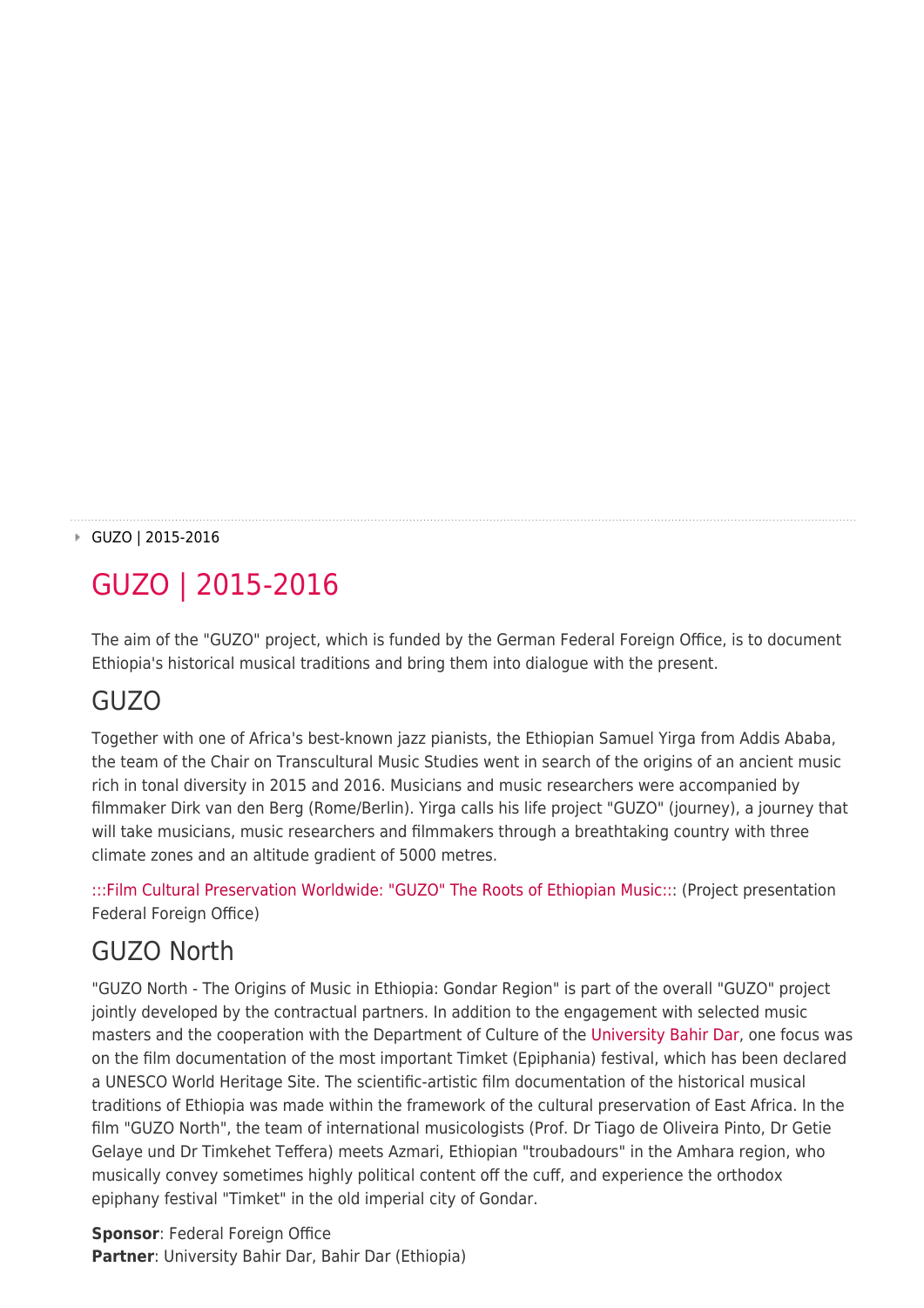GUZO | 2015-2016

# GUZO | 2015-2016

The aim of the "GUZO" project, which is funded by the German Federal Foreign Office, is to document Ethiopia's historical musical traditions and bring them into dialogue with the present.

## GUZO

Together with one of Africa's best-known jazz pianists, the Ethiopian Samuel Yirga from Addis Ababa, the team of the Chair on Transcultural Music Studies went in search of the origins of an ancient music rich in tonal diversity in 2015 and 2016. Musicians and music researchers were accompanied by filmmaker Dirk van den Berg (Rome/Berlin). Yirga calls his life project "GUZO" (journey), a journey that will take musicians, music researchers and filmmakers through a breathtaking country with three climate zones and an altitude gradient of 5000 metres.

:::Film Cultural Preservation Worldwide: "GUZO" The Roots of Ethiopian Music::: (Project presentation Federal Foreign Office)

## GUZO North

"GUZO North - The Origins of Music in Ethiopia: Gondar Region" is part of the overall "GUZO" project jointly developed by the contractual partners. In addition to the engagement with selected music masters and the cooperation with the Department of Culture of the University Bahir Dar, one focus was on the film documentation of the most important Timket (Epiphania) festival, which has been declared a UNESCO World Heritage Site. The scientific-artistic film documentation of the historical musical traditions of Ethiopia was made within the framework of the cultural preservation of East Africa. In the film "GUZO North", the team of international musicologists (Prof. Dr Tiago de Oliveira Pinto, Dr Getie Gelaye und Dr Timkehet Teffera) meets Azmari, Ethiopian "troubadours" in the Amhara region, who musically convey sometimes highly political content off the cuff, and experience the orthodox epiphany festival "Timket" in the old imperial city of Gondar.

**Sponsor**: Federal Foreign Office
**Partner**: University Bahir Dar, Bahir Dar (Ethiopia)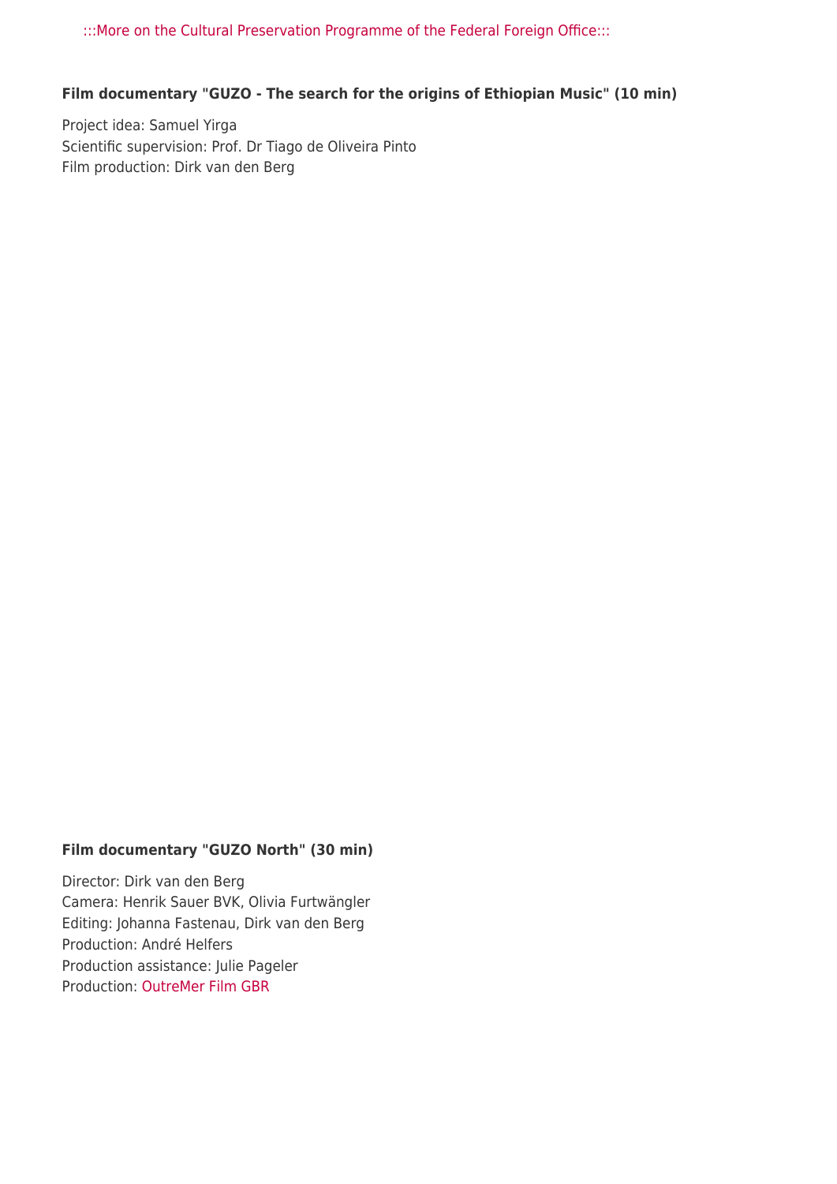:::More on the Cultural Preservation Programme of the Federal Foreign Office:::

**Film documentary "GUZO - The search for the origins of Ethiopian Music" (10 min)**

Project idea: Samuel Yirga
Scientific supervision: Prof. Dr Tiago de Oliveira Pinto
Film production: Dirk van den Berg

**Film documentary "GUZO North" (30 min)**

Director: Dirk van den Berg
Camera: Henrik Sauer BVK, Olivia Furtwängler
Editing: Johanna Fastenau, Dirk van den Berg
Production: André Helfers
Production assistance: Julie Pageler
Production: OutreMer Film GBR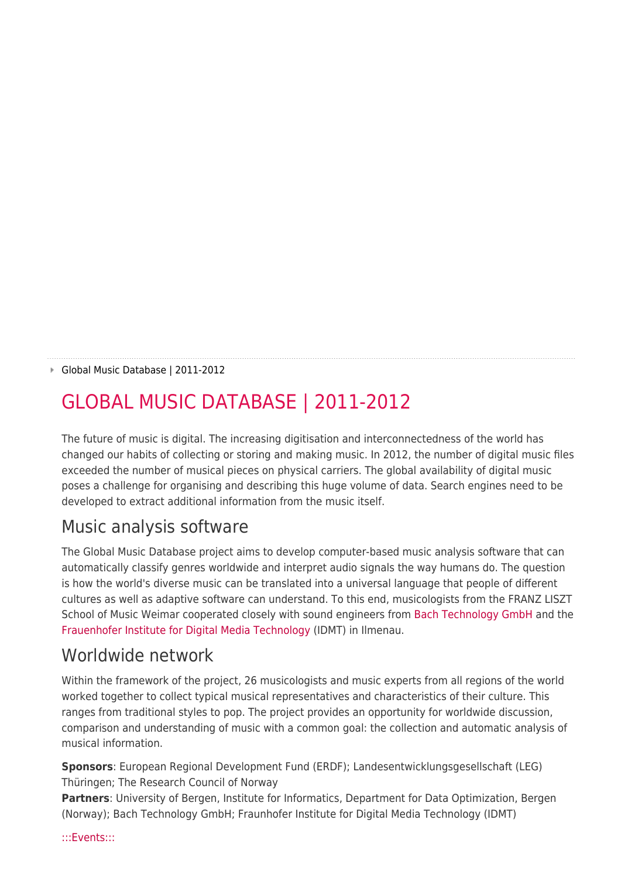Global Music Database | 2011-2012

# GLOBAL MUSIC DATABASE | 2011-2012

The future of music is digital. The increasing digitisation and interconnectedness of the world has changed our habits of collecting or storing and making music. In 2012, the number of digital music files exceeded the number of musical pieces on physical carriers. The global availability of digital music poses a challenge for organising and describing this huge volume of data. Search engines need to be developed to extract additional information from the music itself.

## Music analysis software

The Global Music Database project aims to develop computer-based music analysis software that can automatically classify genres worldwide and interpret audio signals the way humans do. The question is how the world's diverse music can be translated into a universal language that people of different cultures as well as adaptive software can understand. To this end, musicologists from the FRANZ LISZT School of Music Weimar cooperated closely with sound engineers from Bach Technology GmbH and the Frauenhofer Institute for Digital Media Technology (IDMT) in Ilmenau.

## Worldwide network

Within the framework of the project, 26 musicologists and music experts from all regions of the world worked together to collect typical musical representatives and characteristics of their culture. This ranges from traditional styles to pop. The project provides an opportunity for worldwide discussion, comparison and understanding of music with a common goal: the collection and automatic analysis of musical information.

**Sponsors**: European Regional Development Fund (ERDF); Landesentwicklungsgesellschaft (LEG) Thüringen; The Research Council of Norway
**Partners**: University of Bergen, Institute for Informatics, Department for Data Optimization, Bergen (Norway); Bach Technology GmbH; Fraunhofer Institute for Digital Media Technology (IDMT)

:::Events:::